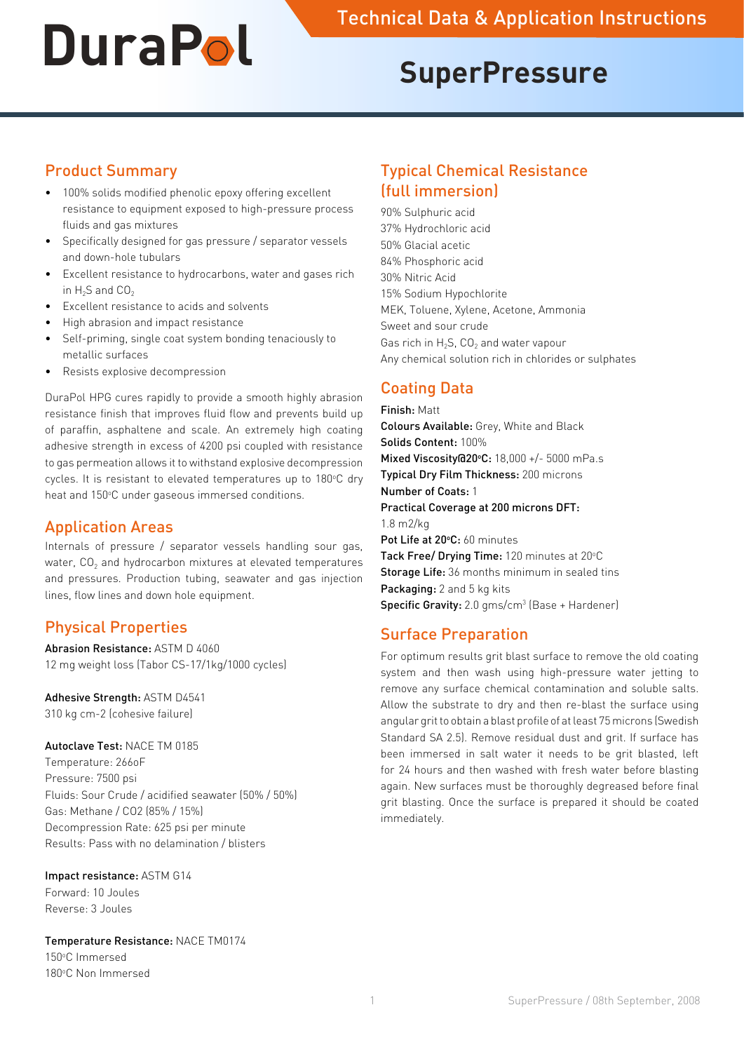# DuraPol

Technical Data & Application Instructions

# SuperPressure

## Product Summary

- 100% solids modified phenolic epoxy offering excellent resistance to equipment exposed to high-pressure process fluids and gas mixtures
- Specifically designed for gas pressure / separator vessels and down-hole tubulars
- Excellent resistance to hydrocarbons, water and gases rich in $H_2S$ and $CO_2$
- Excellent resistance to acids and solvents
- High abrasion and impact resistance
- Self-priming, single coat system bonding tenaciously to metallic surfaces
- Resists explosive decompression

DuraPol HPG cures rapidly to provide a smooth highly abrasion resistance finish that improves fluid flow and prevents build up of paraffin, asphaltene and scale. An extremely high coating adhesive strength in excess of 4200 psi coupled with resistance to gas permeation allows it to withstand explosive decompression cycles. It is resistant to elevated temperatures up to 180ºC dry heat and 150ºC under gaseous immersed conditions.

## Application Areas

Internals of pressure / separator vessels handling sour gas, water, $CO_2$ and hydrocarbon mixtures at elevated temperatures and pressures. Production tubing, seawater and gas injection lines, flow lines and down hole equipment.

## Physical Properties

**Abrasion Resistance:** ASTM D 4060
12 mg weight loss (Tabor CS-17/1kg/1000 cycles)

**Adhesive Strength:** ASTM D4541
310 kg cm-2 (cohesive failure)

**Autoclave Test:** NACE TM 0185
Temperature: 266oF
Pressure: 7500 psi
Fluids: Sour Crude / acidified seawater (50% / 50%)
Gas: Methane / CO2 (85% / 15%)
Decompression Rate: 625 psi per minute
Results: Pass with no delamination / blisters

**Impact resistance:** ASTM G14
Forward: 10 Joules
Reverse: 3 Joules

**Temperature Resistance:** NACE TM0174
150ºC Immersed
180ºC Non Immersed

## Typical Chemical Resistance (full immersion)

90% Sulphuric acid
37% Hydrochloric acid
50% Glacial acetic
84% Phosphoric acid
30% Nitric Acid
15% Sodium Hypochlorite
MEK, Toluene, Xylene, Acetone, Ammonia
Sweet and sour crude
Gas rich in $H_2S$, $CO_2$ and water vapour
Any chemical solution rich in chlorides or sulphates

## Coating Data

**Finish:** Matt
**Colours Available:** Grey, White and Black
**Solids Content:** 100%
**Mixed Viscosity@20ºC:** 18,000 +/- 5000 mPa.s
**Typical Dry Film Thickness:** 200 microns
**Number of Coats:** 1
**Practical Coverage at 200 microns DFT:** 1.8 m2/kg
**Pot Life at 20ºC:** 60 minutes
**Tack Free/ Drying Time:** 120 minutes at 20ºC
**Storage Life:** 36 months minimum in sealed tins
**Packaging:** 2 and 5 kg kits
**Specific Gravity:** 2.0 gms/cm$^3$ (Base + Hardener)

## Surface Preparation

For optimum results grit blast surface to remove the old coating system and then wash using high-pressure water jetting to remove any surface chemical contamination and soluble salts. Allow the substrate to dry and then re-blast the surface using angular grit to obtain a blast profile of at least 75 microns (Swedish Standard SA 2.5). Remove residual dust and grit. If surface has been immersed in salt water it needs to be grit blasted, left for 24 hours and then washed with fresh water before blasting again. New surfaces must be thoroughly degreased before final grit blasting. Once the surface is prepared it should be coated immediately.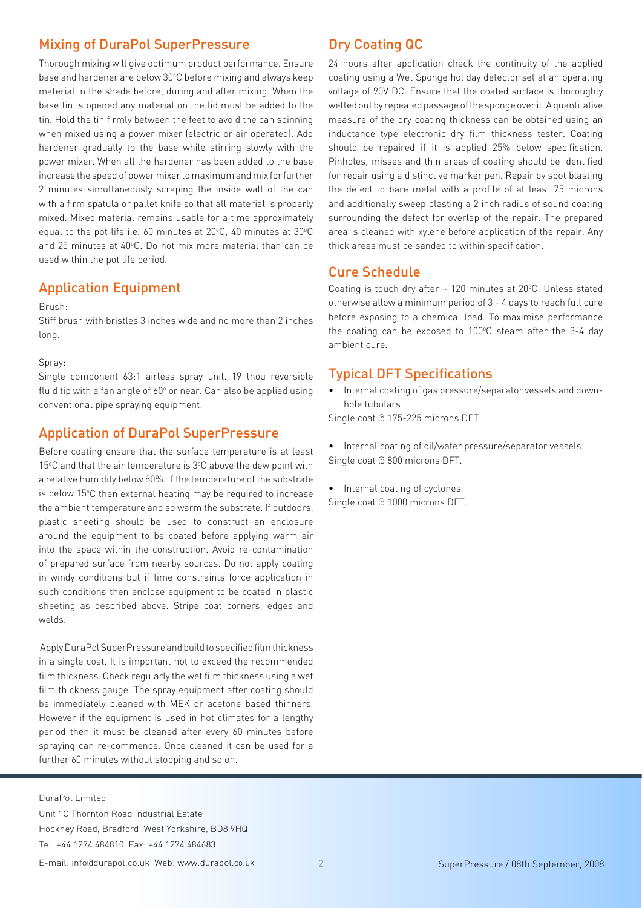## Mixing of DuraPol SuperPressure

Thorough mixing will give optimum product performance. Ensure base and hardener are below 30°C before mixing and always keep material in the shade before, during and after mixing. When the base tin is opened any material on the lid must be added to the tin. Hold the tin firmly between the feet to avoid the can spinning when mixed using a power mixer (electric or air operated). Add hardener gradually to the base while stirring slowly with the power mixer. When all the hardener has been added to the base increase the speed of power mixer to maximum and mix for further 2 minutes simultaneously scraping the inside wall of the can with a firm spatula or pallet knife so that all material is properly mixed. Mixed material remains usable for a time approximately equal to the pot life i.e. 60 minutes at 20°C, 40 minutes at 30°C and 25 minutes at 40°C. Do not mix more material than can be used within the pot life period.

## Application Equipment

Brush:

Stiff brush with bristles 3 inches wide and no more than 2 inches long.

Spray:

Single component 63:1 airless spray unit. 19 thou reversible fluid tip with a fan angle of 60° or near. Can also be applied using conventional pipe spraying equipment.

## Application of DuraPol SuperPressure

Before coating ensure that the surface temperature is at least 15°C and that the air temperature is 3°C above the dew point with a relative humidity below 80%. If the temperature of the substrate is below 15°C then external heating may be required to increase the ambient temperature and so warm the substrate. If outdoors, plastic sheeting should be used to construct an enclosure around the equipment to be coated before applying warm air into the space within the construction. Avoid re-contamination of prepared surface from nearby sources. Do not apply coating in windy conditions but if time constraints force application in such conditions then enclose equipment to be coated in plastic sheeting as described above. Stripe coat corners, edges and welds.

Apply DuraPol SuperPressure and build to specified film thickness in a single coat. It is important not to exceed the recommended film thickness. Check regularly the wet film thickness using a wet film thickness gauge. The spray equipment after coating should be immediately cleaned with MEK or acetone based thinners. However if the equipment is used in hot climates for a lengthy period then it must be cleaned after every 60 minutes before spraying can re-commence. Once cleaned it can be used for a further 60 minutes without stopping and so on.

## Dry Coating QC

24 hours after application check the continuity of the applied coating using a Wet Sponge holiday detector set at an operating voltage of 90V DC. Ensure that the coated surface is thoroughly wetted out by repeated passage of the sponge over it. A quantitative measure of the dry coating thickness can be obtained using an inductance type electronic dry film thickness tester. Coating should be repaired if it is applied 25% below specification. Pinholes, misses and thin areas of coating should be identified for repair using a distinctive marker pen. Repair by spot blasting the defect to bare metal with a profile of at least 75 microns and additionally sweep blasting a 2 inch radius of sound coating surrounding the defect for overlap of the repair. The prepared area is cleaned with xylene before application of the repair. Any thick areas must be sanded to within specification.

## Cure Schedule

Coating is touch dry after ~ 120 minutes at 20°C. Unless stated otherwise allow a minimum period of 3 - 4 days to reach full cure before exposing to a chemical load. To maximise performance the coating can be exposed to 100°C steam after the 3-4 day ambient cure.

## Typical DFT Specifications

- Internal coating of gas pressure/separator vessels and down-hole tubulars:

Single coat @ 175-225 microns DFT.

- Internal coating of oil/water pressure/separator vessels:

Single coat @ 800 microns DFT.

- Internal coating of cyclones

Single coat @ 1000 microns DFT.

DuraPol Limited
Unit 1C Thornton Road Industrial Estate
Hockney Road, Bradford, West Yorkshire, BD8 9HQ
Tel: +44 1274 484810, Fax: +44 1274 484683
E-mail: info@durapol.co.uk, Web: www.durapol.co.uk

SuperPressure / 08th September, 2008